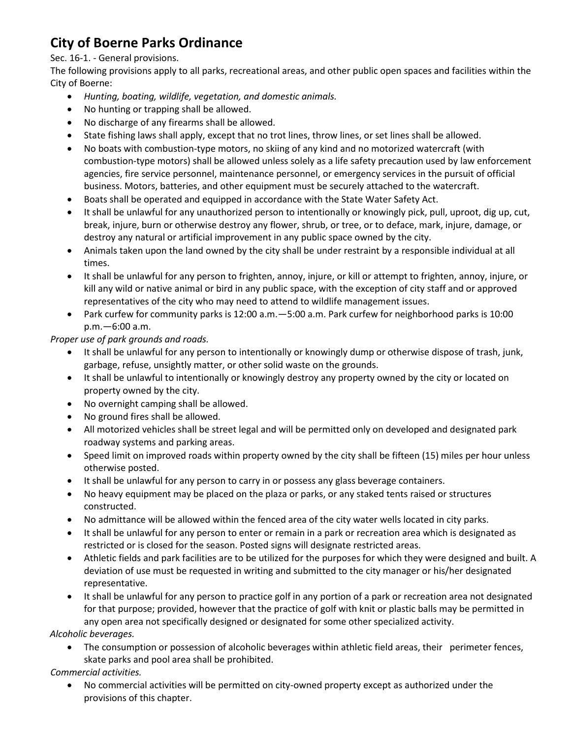# City of Boerne Parks Ordinance

Sec. 16-1. - General provisions.

The following provisions apply to all parks, recreational areas, and other public open spaces and facilities within the City of Boerne:

- *Hunting, boating, wildlife, vegetation, and domestic animals.*
- No hunting or trapping shall be allowed.
- No discharge of any firearms shall be allowed.
- State fishing laws shall apply, except that no trot lines, throw lines, or set lines shall be allowed.
- No boats with combustion-type motors, no skiing of any kind and no motorized watercraft (with combustion-type motors) shall be allowed unless solely as a life safety precaution used by law enforcement agencies, fire service personnel, maintenance personnel, or emergency services in the pursuit of official business. Motors, batteries, and other equipment must be securely attached to the watercraft.
- Boats shall be operated and equipped in accordance with the State Water Safety Act.
- It shall be unlawful for any unauthorized person to intentionally or knowingly pick, pull, uproot, dig up, cut, break, injure, burn or otherwise destroy any flower, shrub, or tree, or to deface, mark, injure, damage, or destroy any natural or artificial improvement in any public space owned by the city.
- Animals taken upon the land owned by the city shall be under restraint by a responsible individual at all times.
- It shall be unlawful for any person to frighten, annoy, injure, or kill or attempt to frighten, annoy, injure, or kill any wild or native animal or bird in any public space, with the exception of city staff and or approved representatives of the city who may need to attend to wildlife management issues.
- Park curfew for community parks is 12:00 a.m.—5:00 a.m. Park curfew for neighborhood parks is 10:00 p.m.—6:00 a.m.

*Proper use of park grounds and roads.*

- It shall be unlawful for any person to intentionally or knowingly dump or otherwise dispose of trash, junk, garbage, refuse, unsightly matter, or other solid waste on the grounds.
- It shall be unlawful to intentionally or knowingly destroy any property owned by the city or located on property owned by the city.
- No overnight camping shall be allowed.
- No ground fires shall be allowed.
- All motorized vehicles shall be street legal and will be permitted only on developed and designated park roadway systems and parking areas.
- Speed limit on improved roads within property owned by the city shall be fifteen (15) miles per hour unless otherwise posted.
- It shall be unlawful for any person to carry in or possess any glass beverage containers.
- No heavy equipment may be placed on the plaza or parks, or any staked tents raised or structures constructed.
- No admittance will be allowed within the fenced area of the city water wells located in city parks.
- It shall be unlawful for any person to enter or remain in a park or recreation area which is designated as restricted or is closed for the season. Posted signs will designate restricted areas.
- Athletic fields and park facilities are to be utilized for the purposes for which they were designed and built. A deviation of use must be requested in writing and submitted to the city manager or his/her designated representative.
- It shall be unlawful for any person to practice golf in any portion of a park or recreation area not designated for that purpose; provided, however that the practice of golf with knit or plastic balls may be permitted in any open area not specifically designed or designated for some other specialized activity.

*Alcoholic beverages.*

- The consumption or possession of alcoholic beverages within athletic field areas, their perimeter fences, skate parks and pool area shall be prohibited.

*Commercial activities.*

- No commercial activities will be permitted on city-owned property except as authorized under the provisions of this chapter.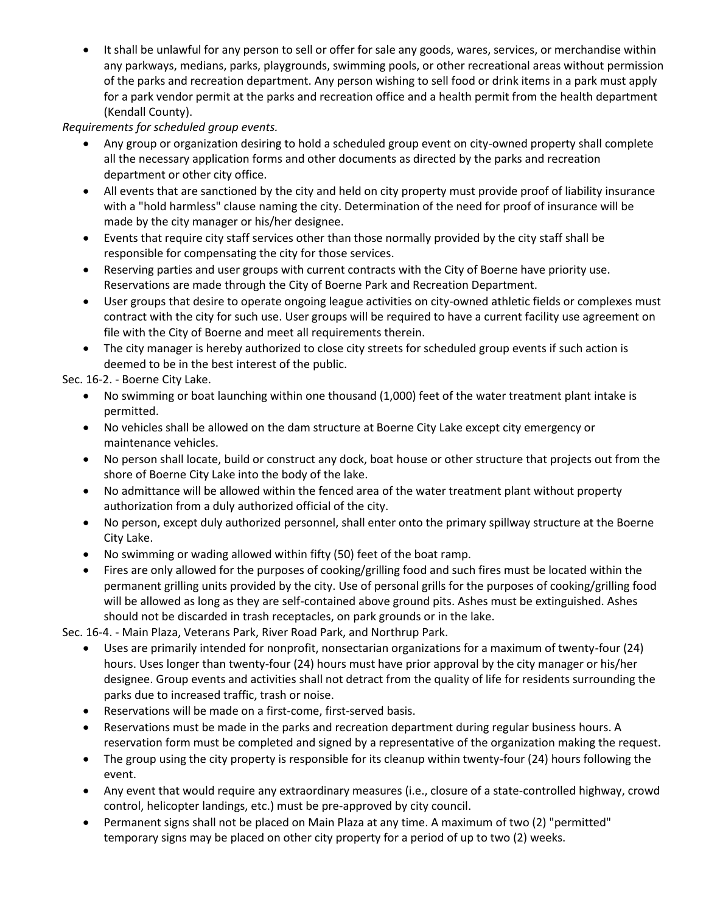- It shall be unlawful for any person to sell or offer for sale any goods, wares, services, or merchandise within any parkways, medians, parks, playgrounds, swimming pools, or other recreational areas without permission of the parks and recreation department. Any person wishing to sell food or drink items in a park must apply for a park vendor permit at the parks and recreation office and a health permit from the health department (Kendall County).

*Requirements for scheduled group events.*

- Any group or organization desiring to hold a scheduled group event on city-owned property shall complete all the necessary application forms and other documents as directed by the parks and recreation department or other city office.
- All events that are sanctioned by the city and held on city property must provide proof of liability insurance with a "hold harmless" clause naming the city. Determination of the need for proof of insurance will be made by the city manager or his/her designee.
- Events that require city staff services other than those normally provided by the city staff shall be responsible for compensating the city for those services.
- Reserving parties and user groups with current contracts with the City of Boerne have priority use. Reservations are made through the City of Boerne Park and Recreation Department.
- User groups that desire to operate ongoing league activities on city-owned athletic fields or complexes must contract with the city for such use. User groups will be required to have a current facility use agreement on file with the City of Boerne and meet all requirements therein.
- The city manager is hereby authorized to close city streets for scheduled group events if such action is deemed to be in the best interest of the public.

Sec. 16-2. - Boerne City Lake.

- No swimming or boat launching within one thousand (1,000) feet of the water treatment plant intake is permitted.
- No vehicles shall be allowed on the dam structure at Boerne City Lake except city emergency or maintenance vehicles.
- No person shall locate, build or construct any dock, boat house or other structure that projects out from the shore of Boerne City Lake into the body of the lake.
- No admittance will be allowed within the fenced area of the water treatment plant without property authorization from a duly authorized official of the city.
- No person, except duly authorized personnel, shall enter onto the primary spillway structure at the Boerne City Lake.
- No swimming or wading allowed within fifty (50) feet of the boat ramp.
- Fires are only allowed for the purposes of cooking/grilling food and such fires must be located within the permanent grilling units provided by the city. Use of personal grills for the purposes of cooking/grilling food will be allowed as long as they are self-contained above ground pits. Ashes must be extinguished. Ashes should not be discarded in trash receptacles, on park grounds or in the lake.

Sec. 16-4. - Main Plaza, Veterans Park, River Road Park, and Northrup Park.

- Uses are primarily intended for nonprofit, nonsectarian organizations for a maximum of twenty-four (24) hours. Uses longer than twenty-four (24) hours must have prior approval by the city manager or his/her designee. Group events and activities shall not detract from the quality of life for residents surrounding the parks due to increased traffic, trash or noise.
- Reservations will be made on a first-come, first-served basis.
- Reservations must be made in the parks and recreation department during regular business hours. A reservation form must be completed and signed by a representative of the organization making the request.
- The group using the city property is responsible for its cleanup within twenty-four (24) hours following the event.
- Any event that would require any extraordinary measures (i.e., closure of a state-controlled highway, crowd control, helicopter landings, etc.) must be pre-approved by city council.
- Permanent signs shall not be placed on Main Plaza at any time. A maximum of two (2) "permitted" temporary signs may be placed on other city property for a period of up to two (2) weeks.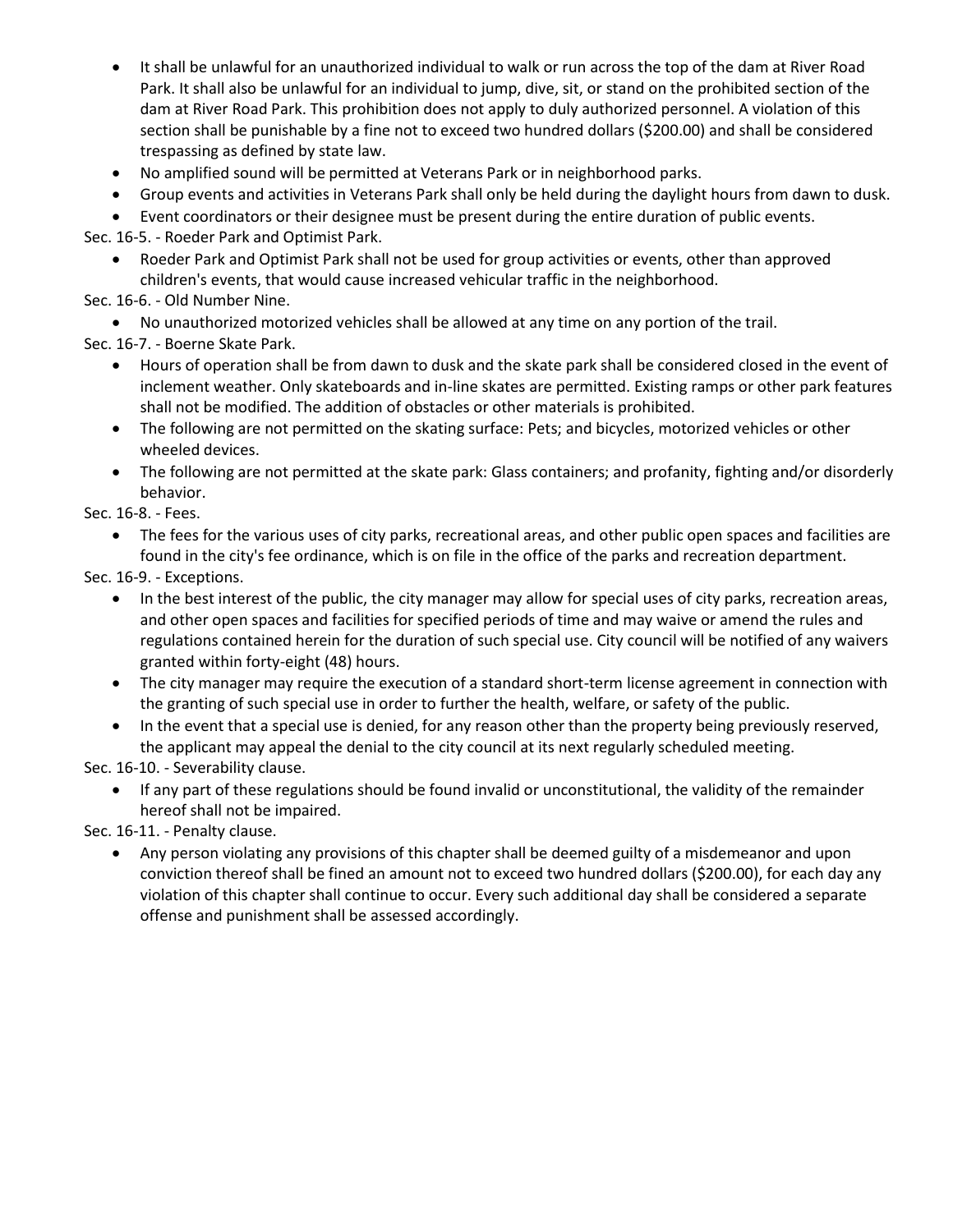- It shall be unlawful for an unauthorized individual to walk or run across the top of the dam at River Road Park. It shall also be unlawful for an individual to jump, dive, sit, or stand on the prohibited section of the dam at River Road Park. This prohibition does not apply to duly authorized personnel. A violation of this section shall be punishable by a fine not to exceed two hundred dollars ($200.00) and shall be considered trespassing as defined by state law.
- No amplified sound will be permitted at Veterans Park or in neighborhood parks.
- Group events and activities in Veterans Park shall only be held during the daylight hours from dawn to dusk.
- Event coordinators or their designee must be present during the entire duration of public events.

Sec. 16-5. - Roeder Park and Optimist Park.

- Roeder Park and Optimist Park shall not be used for group activities or events, other than approved children's events, that would cause increased vehicular traffic in the neighborhood.

Sec. 16-6. - Old Number Nine.

- No unauthorized motorized vehicles shall be allowed at any time on any portion of the trail.

Sec. 16-7. - Boerne Skate Park.

- Hours of operation shall be from dawn to dusk and the skate park shall be considered closed in the event of inclement weather. Only skateboards and in-line skates are permitted. Existing ramps or other park features shall not be modified. The addition of obstacles or other materials is prohibited.
- The following are not permitted on the skating surface: Pets; and bicycles, motorized vehicles or other wheeled devices.
- The following are not permitted at the skate park: Glass containers; and profanity, fighting and/or disorderly behavior.

Sec. 16-8. - Fees.

- The fees for the various uses of city parks, recreational areas, and other public open spaces and facilities are found in the city's fee ordinance, which is on file in the office of the parks and recreation department.

Sec. 16-9. - Exceptions.

- In the best interest of the public, the city manager may allow for special uses of city parks, recreation areas, and other open spaces and facilities for specified periods of time and may waive or amend the rules and regulations contained herein for the duration of such special use. City council will be notified of any waivers granted within forty-eight (48) hours.
- The city manager may require the execution of a standard short-term license agreement in connection with the granting of such special use in order to further the health, welfare, or safety of the public.
- In the event that a special use is denied, for any reason other than the property being previously reserved, the applicant may appeal the denial to the city council at its next regularly scheduled meeting.

Sec. 16-10. - Severability clause.

- If any part of these regulations should be found invalid or unconstitutional, the validity of the remainder hereof shall not be impaired.

Sec. 16-11. - Penalty clause.

- Any person violating any provisions of this chapter shall be deemed guilty of a misdemeanor and upon conviction thereof shall be fined an amount not to exceed two hundred dollars ($200.00), for each day any violation of this chapter shall continue to occur. Every such additional day shall be considered a separate offense and punishment shall be assessed accordingly.